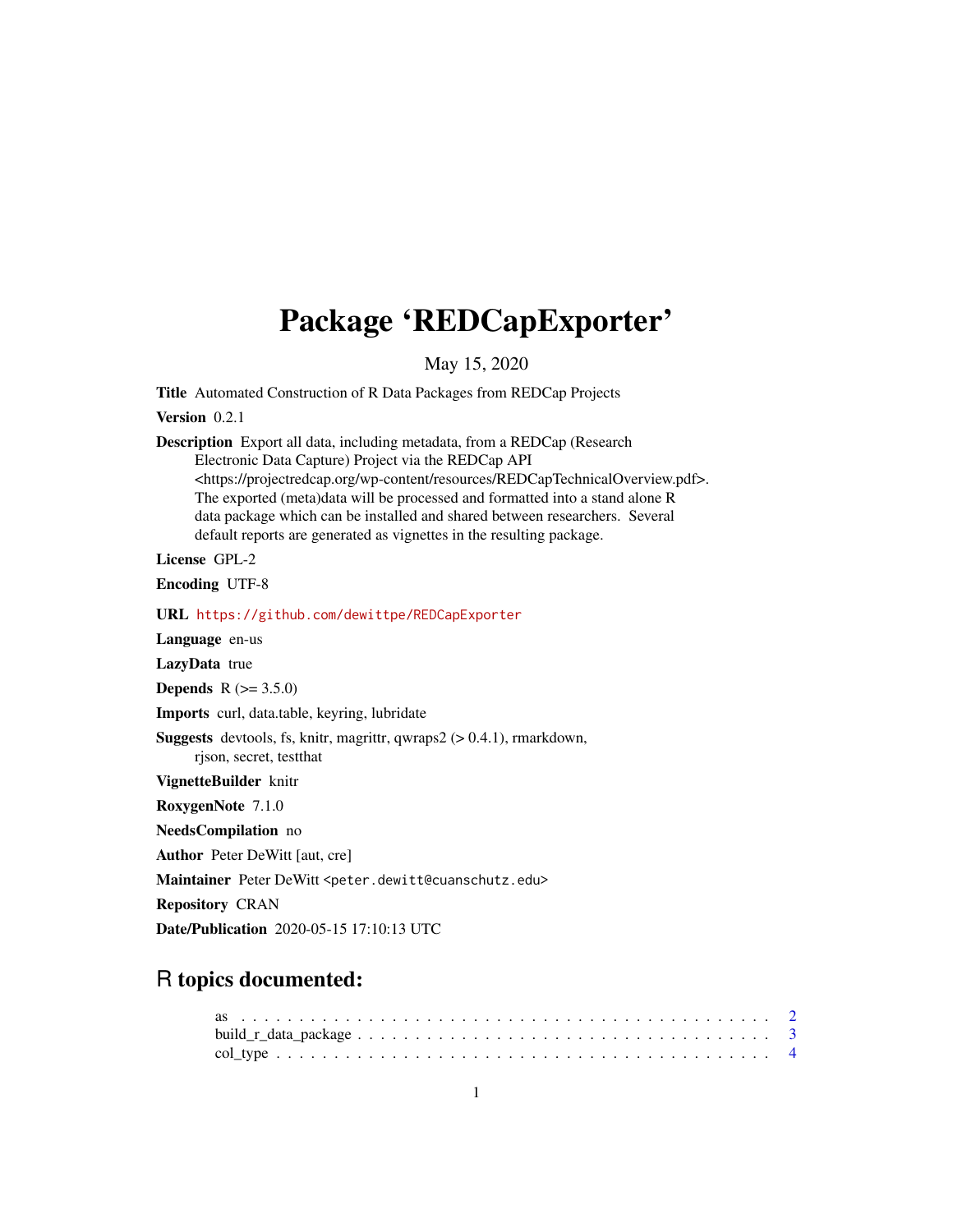# Package 'REDCapExporter'

May 15, 2020

**Title** Automated Construction of R Data Packages from REDCap Projects

**Version** 0.2.1

**Description** Export all data, including metadata, from a REDCap (Research Electronic Data Capture) Project via the REDCap API <https://projectredcap.org/wp-content/resources/REDCapTechnicalOverview.pdf>. The exported (meta)data will be processed and formatted into a stand alone R data package which can be installed and shared between researchers. Several default reports are generated as vignettes in the resulting package.

**License** GPL-2

**Encoding** UTF-8

**URL** https://github.com/dewittpe/REDCapExporter

**Language** en-us

**LazyData** true

**Depends** R (>= 3.5.0)

**Imports** curl, data.table, keyring, lubridate

**Suggests** devtools, fs, knitr, magrittr, qwraps2 (> 0.4.1), rmarkdown, rjson, secret, testthat

**VignetteBuilder** knitr

**RoxygenNote** 7.1.0

**NeedsCompilation** no

**Author** Peter DeWitt [aut, cre]

**Maintainer** Peter DeWitt <peter.dewitt@cuanschutz.edu>

**Repository** CRAN

**Date/Publication** 2020-05-15 17:10:13 UTC

## R topics documented:

as . . . . . . . . . . . . . . . . . . . . . . . . . . . . . . . . . . . . . . . . . . . . 2
build_r_data_package . . . . . . . . . . . . . . . . . . . . . . . . . . . . . . . . . 3
col_type . . . . . . . . . . . . . . . . . . . . . . . . . . . . . . . . . . . . . . . . 4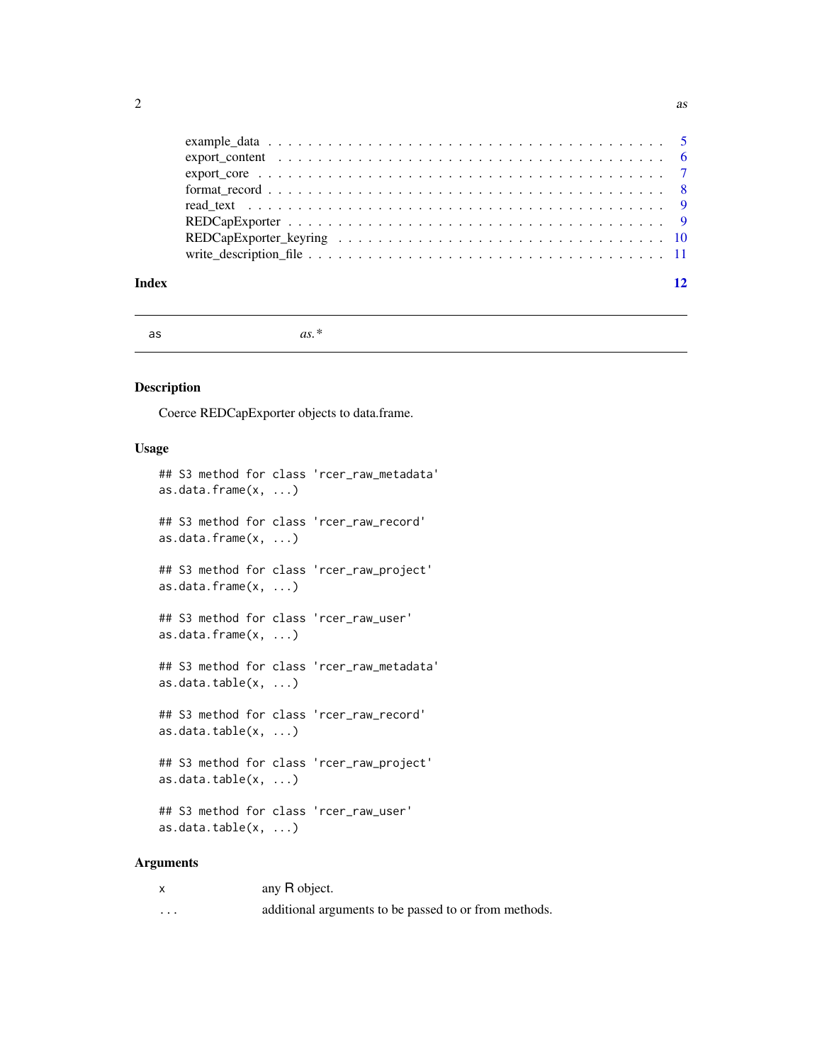example_data . . . . . . . . . . . . . . . . . . . . . . . . . . . . . . . . . . . . . . . 5
export_content . . . . . . . . . . . . . . . . . . . . . . . . . . . . . . . . . . . . . . 6
export_core . . . . . . . . . . . . . . . . . . . . . . . . . . . . . . . . . . . . . . . . 7
format_record . . . . . . . . . . . . . . . . . . . . . . . . . . . . . . . . . . . . . . . 8
read_text . . . . . . . . . . . . . . . . . . . . . . . . . . . . . . . . . . . . . . . . . 9
REDCapExporter . . . . . . . . . . . . . . . . . . . . . . . . . . . . . . . . . . . . . . 9
REDCapExporter_keyring . . . . . . . . . . . . . . . . . . . . . . . . . . . . . . . . . 10
write_description_file . . . . . . . . . . . . . . . . . . . . . . . . . . . . . . . . . . 11

**Index** 12

---

`as` *as.**

---

## Description

Coerce REDCapExporter objects to data.frame.

## Usage

```
## S3 method for class 'rcer_raw_metadata'
as.data.frame(x, ...)

## S3 method for class 'rcer_raw_record'
as.data.frame(x, ...)

## S3 method for class 'rcer_raw_project'
as.data.frame(x, ...)

## S3 method for class 'rcer_raw_user'
as.data.frame(x, ...)

## S3 method for class 'rcer_raw_metadata'
as.data.table(x, ...)

## S3 method for class 'rcer_raw_record'
as.data.table(x, ...)

## S3 method for class 'rcer_raw_project'
as.data.table(x, ...)

## S3 method for class 'rcer_raw_user'
as.data.table(x, ...)
```

## Arguments

| | |
|---|---|
| `x` | any R object. |
| `...` | additional arguments to be passed to or from methods. |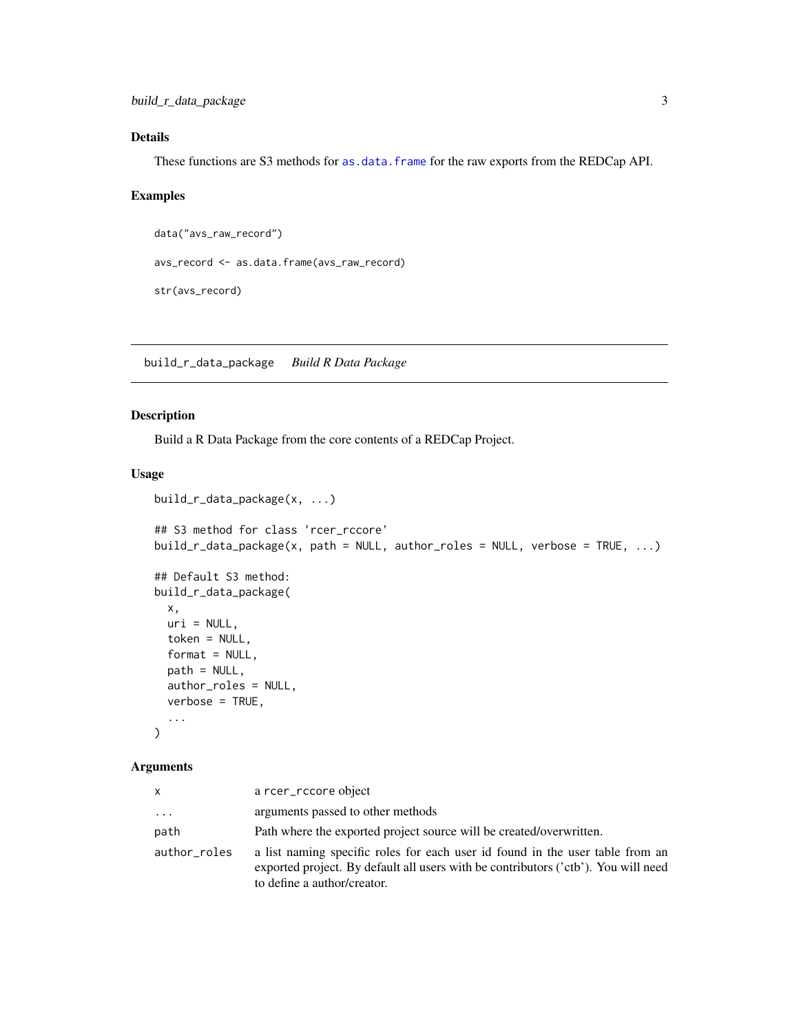## Details

These functions are S3 methods for `as.data.frame` for the raw exports from the REDCap API.

## Examples

```
data("avs_raw_record")

avs_record <- as.data.frame(avs_raw_record)

str(avs_record)
```

---

# build_r_data_package    *Build R Data Package*

## Description

Build a R Data Package from the core contents of a REDCap Project.

## Usage

```
build_r_data_package(x, ...)

## S3 method for class 'rcer_rccore'
build_r_data_package(x, path = NULL, author_roles = NULL, verbose = TRUE, ...)

## Default S3 method:
build_r_data_package(
  x,
  uri = NULL,
  token = NULL,
  format = NULL,
  path = NULL,
  author_roles = NULL,
  verbose = TRUE,
  ...
)
```

## Arguments

| | |
|---|---|
| `x` | a `rcer_rccore` object |
| `...` | arguments passed to other methods |
| `path` | Path where the exported project source will be created/overwritten. |
| `author_roles` | a list naming specific roles for each user id found in the user table from an exported project. By default all users with be contributors ('ctb'). You will need to define a author/creator. |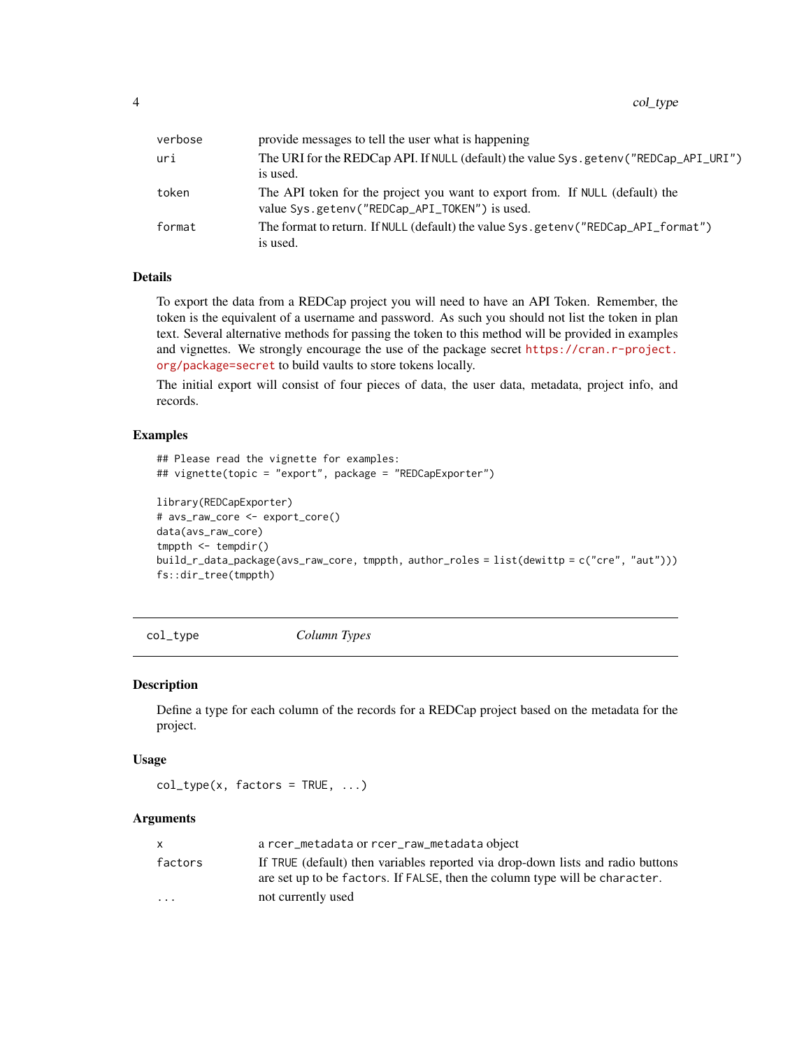| | |
|---|---|
| verbose | provide messages to tell the user what is happening |
| uri | The URI for the REDCap API. If NULL (default) the value Sys.getenv("REDCap_API_URI") is used. |
| token | The API token for the project you want to export from. If NULL (default) the value Sys.getenv("REDCap_API_TOKEN") is used. |
| format | The format to return. If NULL (default) the value Sys.getenv("REDCap_API_format") is used. |

### Details

To export the data from a REDCap project you will need to have an API Token. Remember, the token is the equivalent of a username and password. As such you should not list the token in plan text. Several alternative methods for passing the token to this method will be provided in examples and vignettes. We strongly encourage the use of the package secret https://cran.r-project.org/package=secret to build vaults to store tokens locally.

The initial export will consist of four pieces of data, the user data, metadata, project info, and records.

### Examples

```
## Please read the vignette for examples:
## vignette(topic = "export", package = "REDCapExporter")

library(REDCapExporter)
# avs_raw_core <- export_core()
data(avs_raw_core)
tmppth <- tempdir()
build_r_data_package(avs_raw_core, tmppth, author_roles = list(dewittp = c("cre", "aut")))
fs::dir_tree(tmppth)
```

---

## col_type *Column Types*

### Description

Define a type for each column of the records for a REDCap project based on the metadata for the project.

### Usage

```
col_type(x, factors = TRUE, ...)
```

### Arguments

| | |
|---|---|
| x | a rcer_metadata or rcer_raw_metadata object |
| factors | If TRUE (default) then variables reported via drop-down lists and radio buttons are set up to be factors. If FALSE, then the column type will be character. |
| ... | not currently used |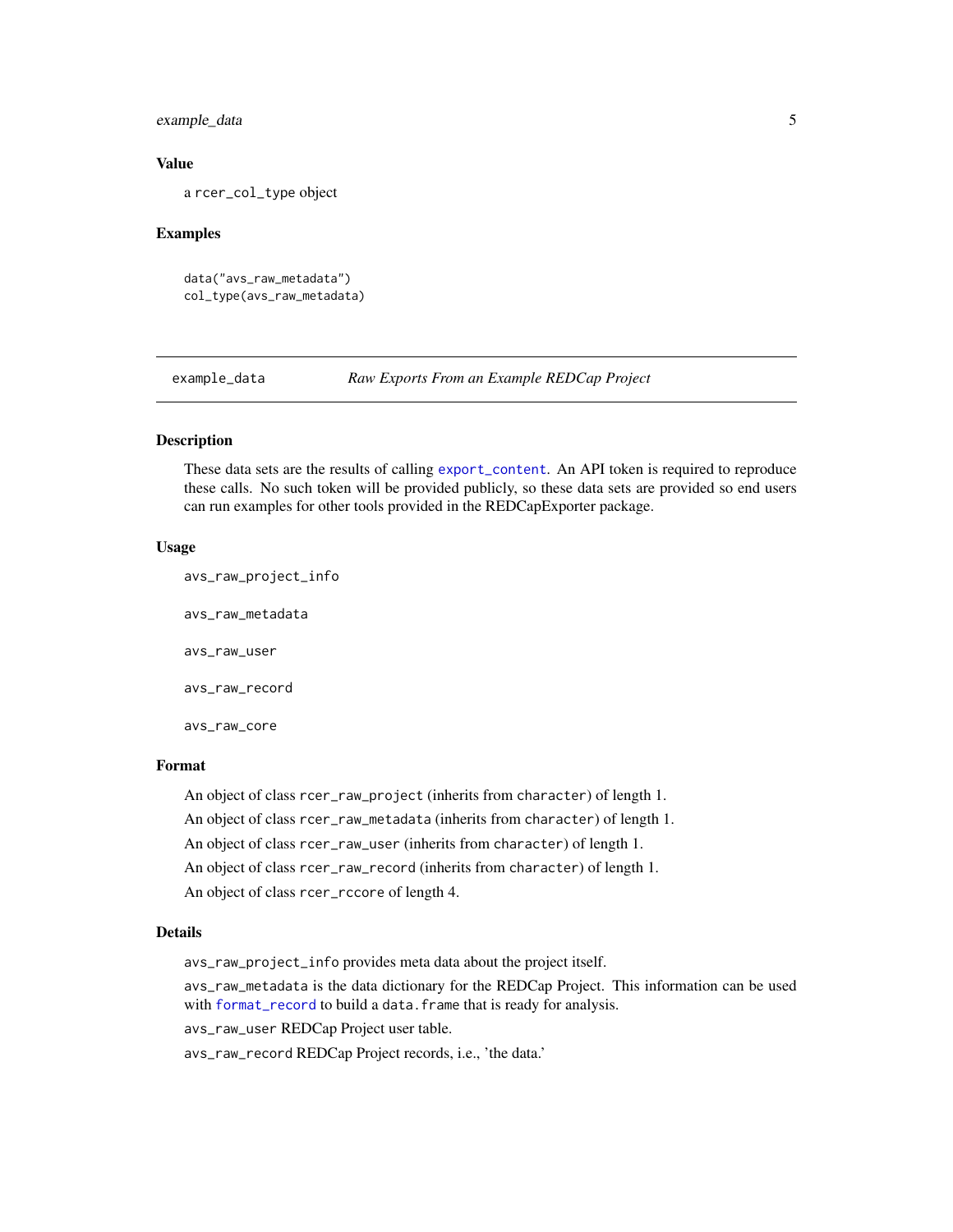### Value

a rcer_col_type object

### Examples

```
data("avs_raw_metadata")
col_type(avs_raw_metadata)
```

---

## example_data — *Raw Exports From an Example REDCap Project*

---

### Description

These data sets are the results of calling export_content. An API token is required to reproduce these calls. No such token will be provided publicly, so these data sets are provided so end users can run examples for other tools provided in the REDCapExporter package.

### Usage

```
avs_raw_project_info

avs_raw_metadata

avs_raw_user

avs_raw_record

avs_raw_core
```

### Format

An object of class `rcer_raw_project` (inherits from `character`) of length 1.

An object of class `rcer_raw_metadata` (inherits from `character`) of length 1.

An object of class `rcer_raw_user` (inherits from `character`) of length 1.

An object of class `rcer_raw_record` (inherits from `character`) of length 1.

An object of class `rcer_rccore` of length 4.

### Details

`avs_raw_project_info` provides meta data about the project itself.

`avs_raw_metadata` is the data dictionary for the REDCap Project. This information can be used with format_record to build a `data.frame` that is ready for analysis.

`avs_raw_user` REDCap Project user table.

`avs_raw_record` REDCap Project records, i.e., 'the data.'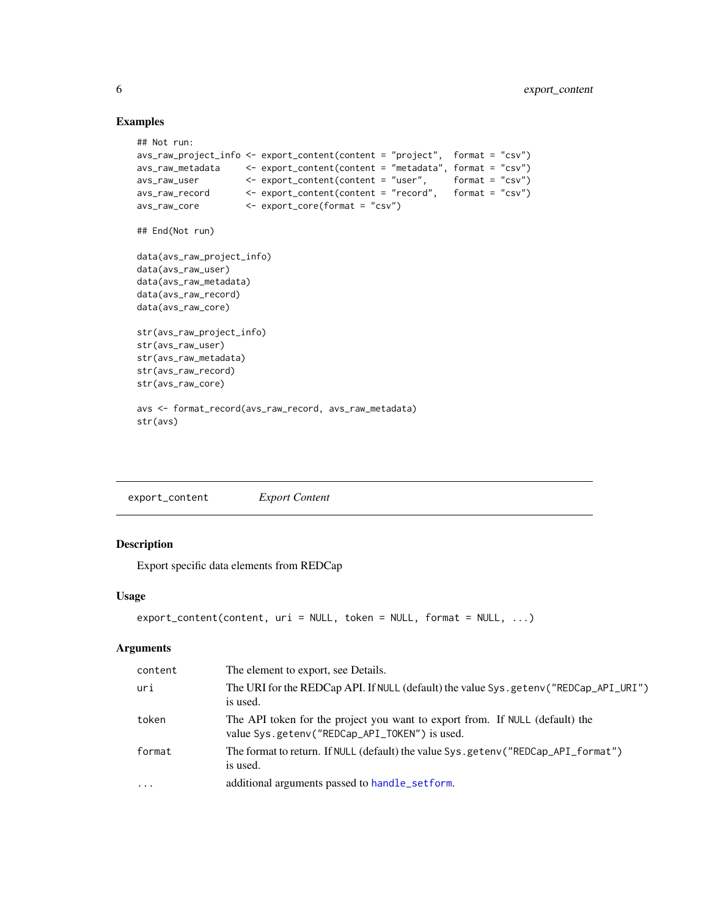### Examples

```
## Not run:
avs_raw_project_info <- export_content(content = "project",  format = "csv")
avs_raw_metadata     <- export_content(content = "metadata", format = "csv")
avs_raw_user         <- export_content(content = "user",     format = "csv")
avs_raw_record       <- export_content(content = "record",   format = "csv")
avs_raw_core         <- export_core(format = "csv")

## End(Not run)

data(avs_raw_project_info)
data(avs_raw_user)
data(avs_raw_metadata)
data(avs_raw_record)
data(avs_raw_core)

str(avs_raw_project_info)
str(avs_raw_user)
str(avs_raw_metadata)
str(avs_raw_record)
str(avs_raw_core)

avs <- format_record(avs_raw_record, avs_raw_metadata)
str(avs)
```

---

## export_content &nbsp;&nbsp;&nbsp;&nbsp; *Export Content*

---

### Description

Export specific data elements from REDCap

### Usage

```
export_content(content, uri = NULL, token = NULL, format = NULL, ...)
```

### Arguments

| | |
|---|---|
| `content` | The element to export, see Details. |
| `uri` | The URI for the REDCap API. If `NULL` (default) the value `Sys.getenv("REDCap_API_URI")` is used. |
| `token` | The API token for the project you want to export from. If `NULL` (default) the value `Sys.getenv("REDCap_API_TOKEN")` is used. |
| `format` | The format to return. If `NULL` (default) the value `Sys.getenv("REDCap_API_format")` is used. |
| `...` | additional arguments passed to `handle_setform`. |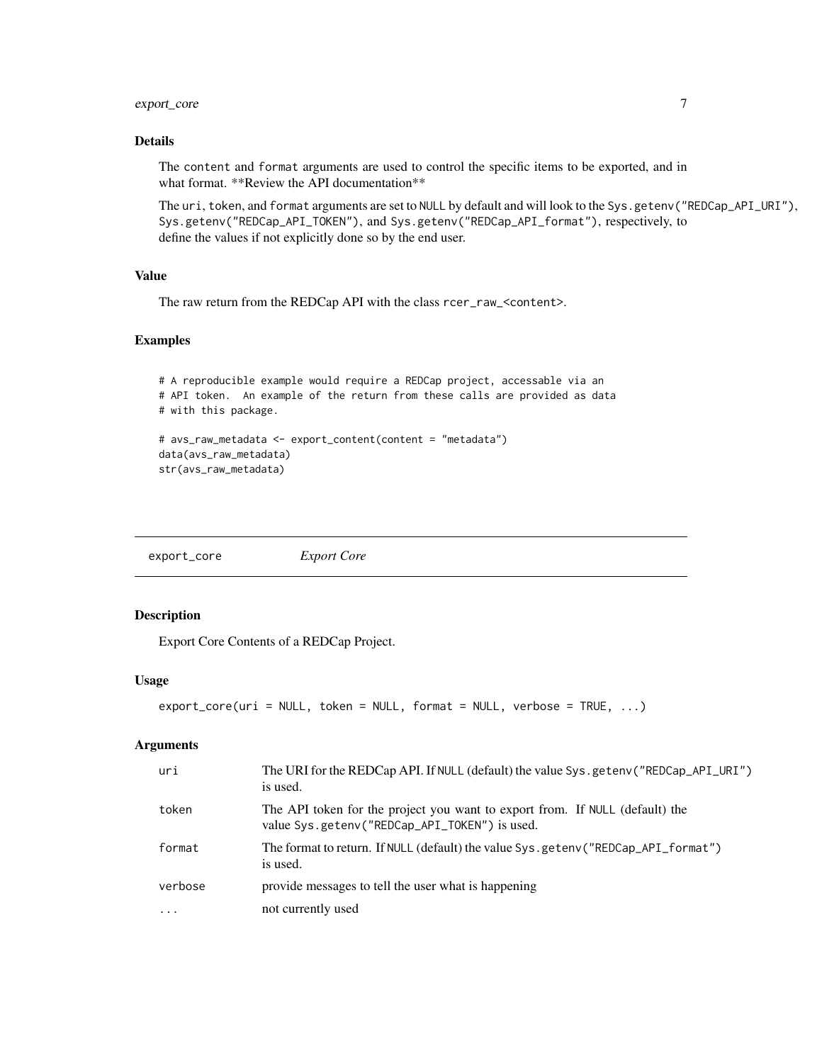### Details

The `content` and `format` arguments are used to control the specific items to be exported, and in what format. **Review the API documentation**

The `uri`, `token`, and `format` arguments are set to `NULL` by default and will look to the `Sys.getenv("REDCap_API_URI")`, `Sys.getenv("REDCap_API_TOKEN")`, and `Sys.getenv("REDCap_API_format")`, respectively, to define the values if not explicitly done so by the end user.

### Value

The raw return from the REDCap API with the class `rcer_raw_<content>`.

### Examples

```
# A reproducible example would require a REDCap project, accessable via an
# API token.  An example of the return from these calls are provided as data
# with this package.

# avs_raw_metadata <- export_content(content = "metadata")
data(avs_raw_metadata)
str(avs_raw_metadata)
```

---

## export_core — *Export Core*

### Description

Export Core Contents of a REDCap Project.

### Usage

```
export_core(uri = NULL, token = NULL, format = NULL, verbose = TRUE, ...)
```

### Arguments

| | |
|---|---|
| `uri` | The URI for the REDCap API. If `NULL` (default) the value `Sys.getenv("REDCap_API_URI")` is used. |
| `token` | The API token for the project you want to export from. If `NULL` (default) the value `Sys.getenv("REDCap_API_TOKEN")` is used. |
| `format` | The format to return. If `NULL` (default) the value `Sys.getenv("REDCap_API_format")` is used. |
| `verbose` | provide messages to tell the user what is happening |
| `...` | not currently used |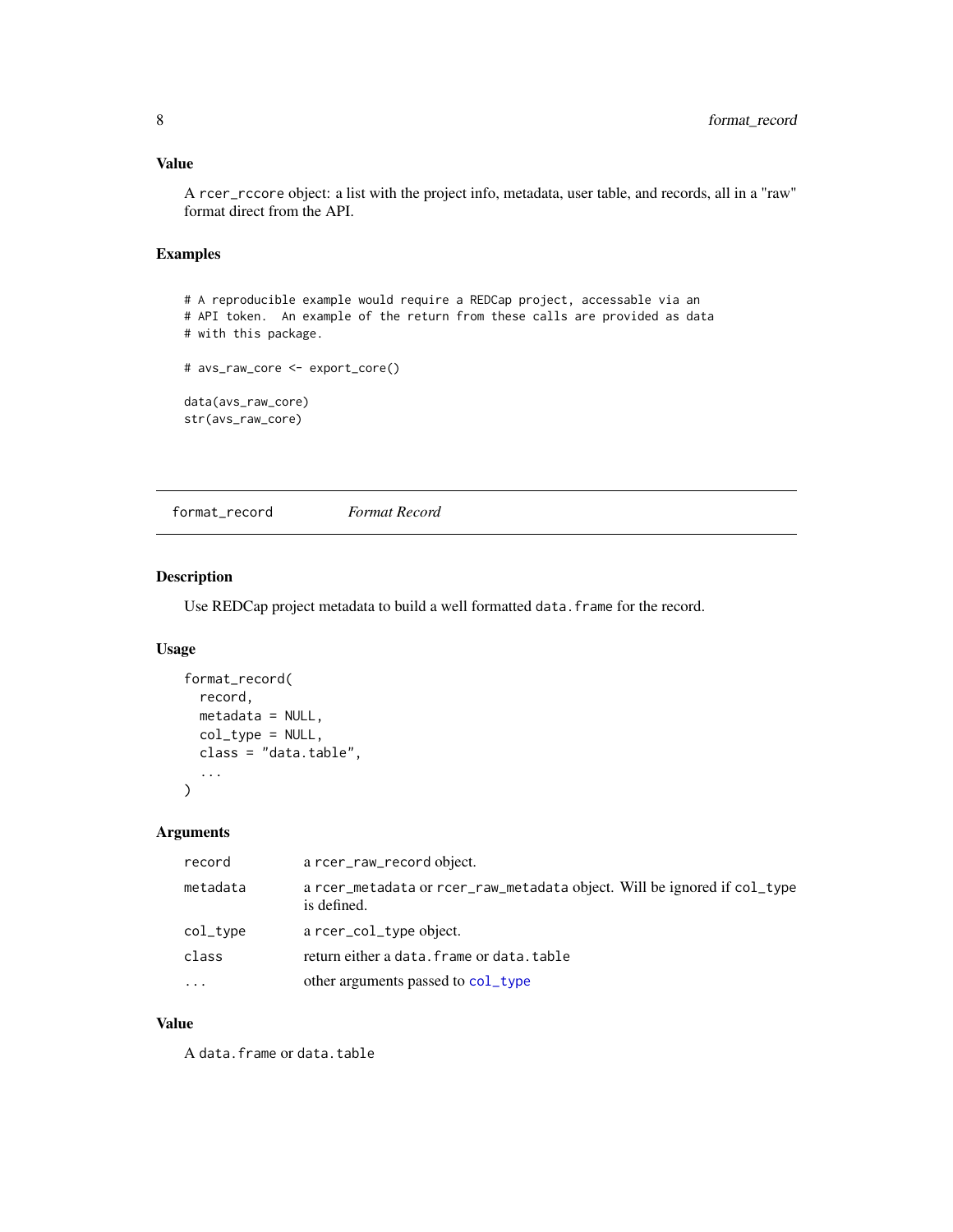### Value

A `rcer_rccore` object: a list with the project info, metadata, user table, and records, all in a "raw" format direct from the API.

### Examples

```
# A reproducible example would require a REDCap project, accessable via an
# API token.  An example of the return from these calls are provided as data
# with this package.

# avs_raw_core <- export_core()

data(avs_raw_core)
str(avs_raw_core)
```

---

## format_record *Format Record*

### Description

Use REDCap project metadata to build a well formatted `data.frame` for the record.

### Usage

```
format_record(
  record,
  metadata = NULL,
  col_type = NULL,
  class = "data.table",
  ...
)
```

### Arguments

| | |
|---|---|
| `record` | a `rcer_raw_record` object. |
| `metadata` | a `rcer_metadata` or `rcer_raw_metadata` object. Will be ignored if `col_type` is defined. |
| `col_type` | a `rcer_col_type` object. |
| `class` | return either a `data.frame` or `data.table` |
| `...` | other arguments passed to `col_type` |

### Value

A `data.frame` or `data.table`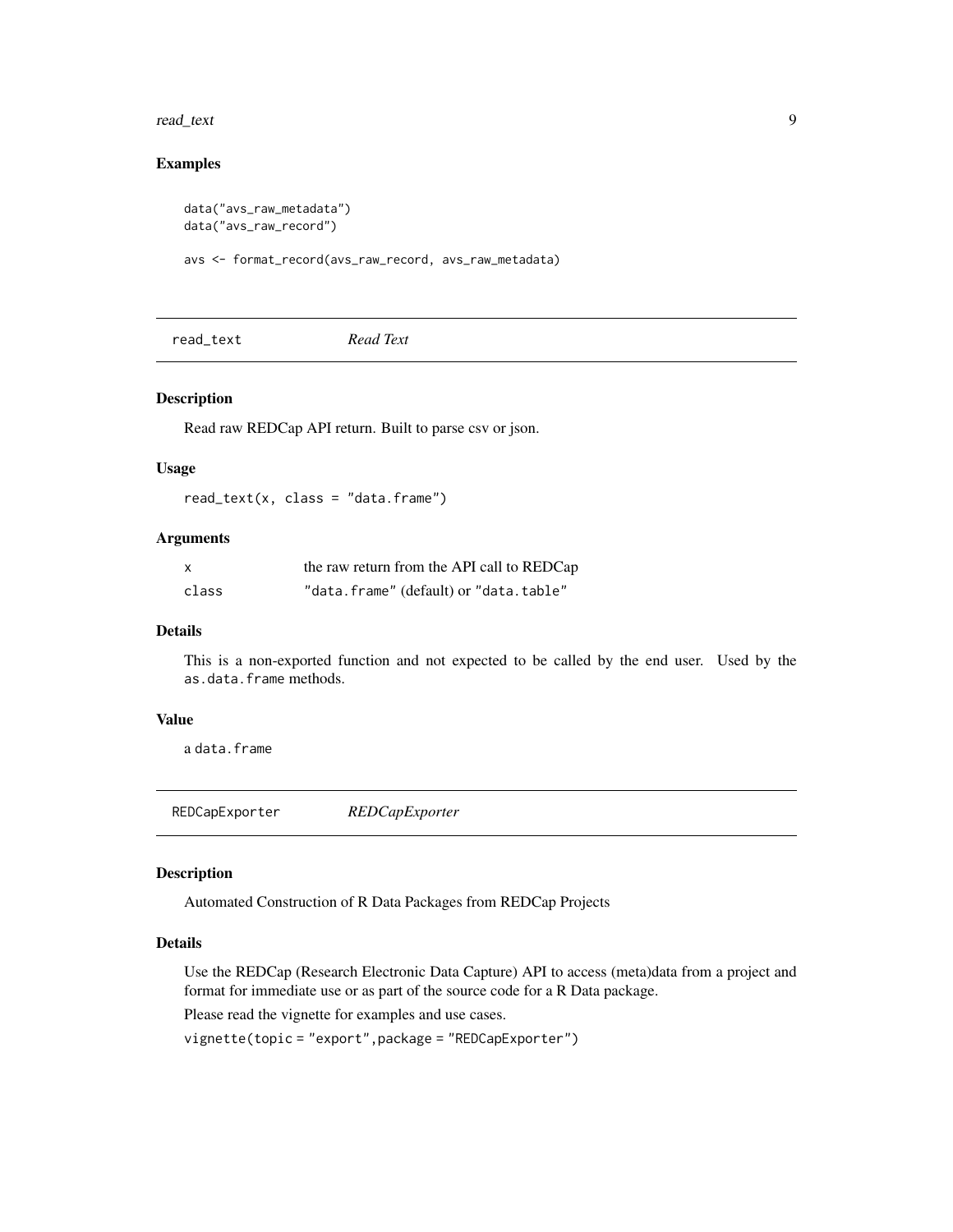### Examples

```
data("avs_raw_metadata")
data("avs_raw_record")

avs <- format_record(avs_raw_record, avs_raw_metadata)
```

## read_text — *Read Text*

### Description

Read raw REDCap API return. Built to parse csv or json.

### Usage

```
read_text(x, class = "data.frame")
```

### Arguments

| | |
|---|---|
| x | the raw return from the API call to REDCap |
| class | "data.frame" (default) or "data.table" |

### Details

This is a non-exported function and not expected to be called by the end user. Used by the `as.data.frame` methods.

### Value

a `data.frame`

## REDCapExporter — *REDCapExporter*

### Description

Automated Construction of R Data Packages from REDCap Projects

### Details

Use the REDCap (Research Electronic Data Capture) API to access (meta)data from a project and format for immediate use or as part of the source code for a R Data package.

Please read the vignette for examples and use cases.

`vignette(topic = "export",package = "REDCapExporter")`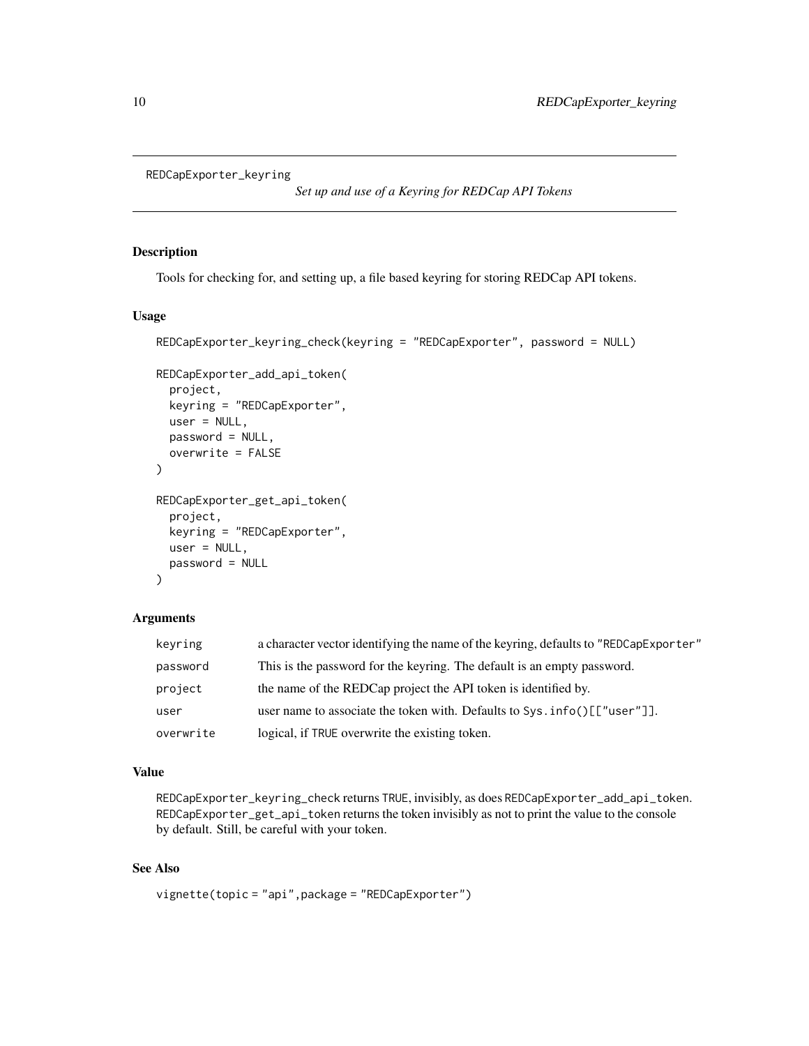# REDCapExporter_keyring

*Set up and use of a Keyring for REDCap API Tokens*

## Description

Tools for checking for, and setting up, a file based keyring for storing REDCap API tokens.

## Usage

```
REDCapExporter_keyring_check(keyring = "REDCapExporter", password = NULL)

REDCapExporter_add_api_token(
  project,
  keyring = "REDCapExporter",
  user = NULL,
  password = NULL,
  overwrite = FALSE
)

REDCapExporter_get_api_token(
  project,
  keyring = "REDCapExporter",
  user = NULL,
  password = NULL
)
```

## Arguments

| | |
|---|---|
| `keyring` | a character vector identifying the name of the keyring, defaults to `"REDCapExporter"` |
| `password` | This is the password for the keyring. The default is an empty password. |
| `project` | the name of the REDCap project the API token is identified by. |
| `user` | user name to associate the token with. Defaults to `Sys.info()[["user"]]`. |
| `overwrite` | logical, if `TRUE` overwrite the existing token. |

## Value

`REDCapExporter_keyring_check` returns `TRUE`, invisibly, as does `REDCapExporter_add_api_token`. `REDCapExporter_get_api_token` returns the token invisibly as not to print the value to the console by default. Still, be careful with your token.

## See Also

`vignette(topic = "api",package = "REDCapExporter")`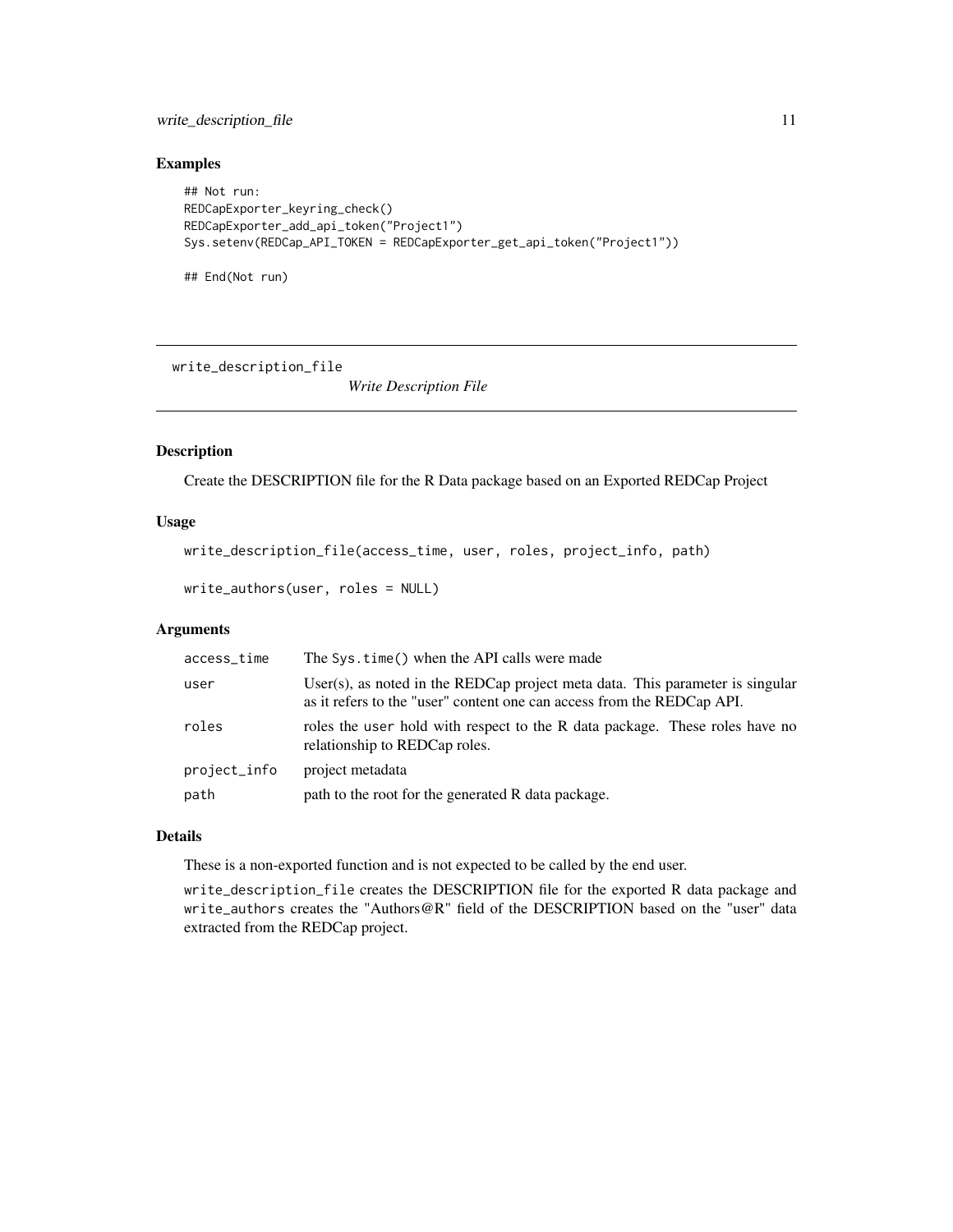### Examples

```
## Not run:
REDCapExporter_keyring_check()
REDCapExporter_add_api_token("Project1")
Sys.setenv(REDCap_API_TOKEN = REDCapExporter_get_api_token("Project1"))

## End(Not run)
```

---

## write_description_file

*Write Description File*

---

### Description

Create the DESCRIPTION file for the R Data package based on an Exported REDCap Project

### Usage

```
write_description_file(access_time, user, roles, project_info, path)

write_authors(user, roles = NULL)
```

### Arguments

| | |
|---|---|
| `access_time` | The `Sys.time()` when the API calls were made |
| `user` | User(s), as noted in the REDCap project meta data. This parameter is singular as it refers to the "user" content one can access from the REDCap API. |
| `roles` | roles the `user` hold with respect to the R data package. These roles have no relationship to REDCap roles. |
| `project_info` | project metadata |
| `path` | path to the root for the generated R data package. |

### Details

These is a non-exported function and is not expected to be called by the end user.

`write_description_file` creates the DESCRIPTION file for the exported R data package and `write_authors` creates the "Authors@R" field of the DESCRIPTION based on the "user" data extracted from the REDCap project.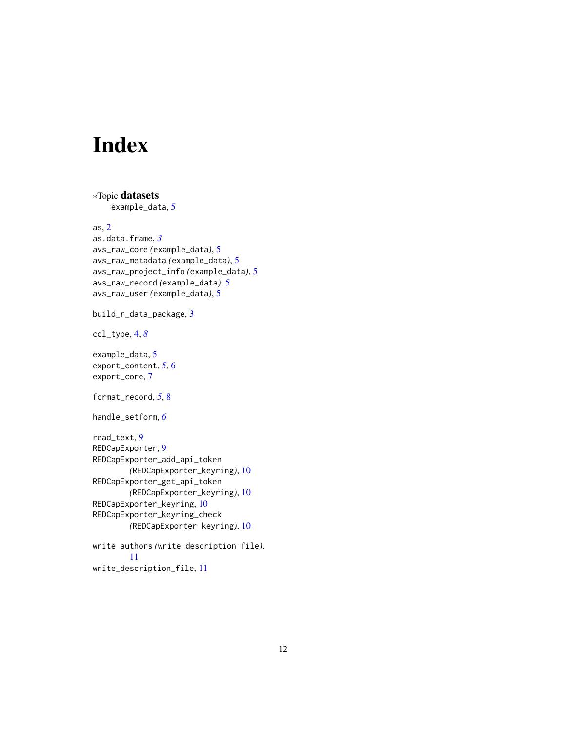# Index

∗Topic **datasets**

example_data, 5

as, 2
as.data.frame, *3*
avs_raw_core *(*example_data*)*, 5
avs_raw_metadata *(*example_data*)*, 5
avs_raw_project_info *(*example_data*)*, 5
avs_raw_record *(*example_data*)*, 5
avs_raw_user *(*example_data*)*, 5

build_r_data_package, 3

col_type, 4, *8*

example_data, 5
export_content, *5*, 6
export_core, 7

format_record, *5*, 8

handle_setform, *6*

read_text, 9
REDCapExporter, 9
REDCapExporter_add_api_token *(*REDCapExporter_keyring*)*, 10
REDCapExporter_get_api_token *(*REDCapExporter_keyring*)*, 10
REDCapExporter_keyring, 10
REDCapExporter_keyring_check *(*REDCapExporter_keyring*)*, 10

write_authors *(*write_description_file*)*, 11
write_description_file, 11